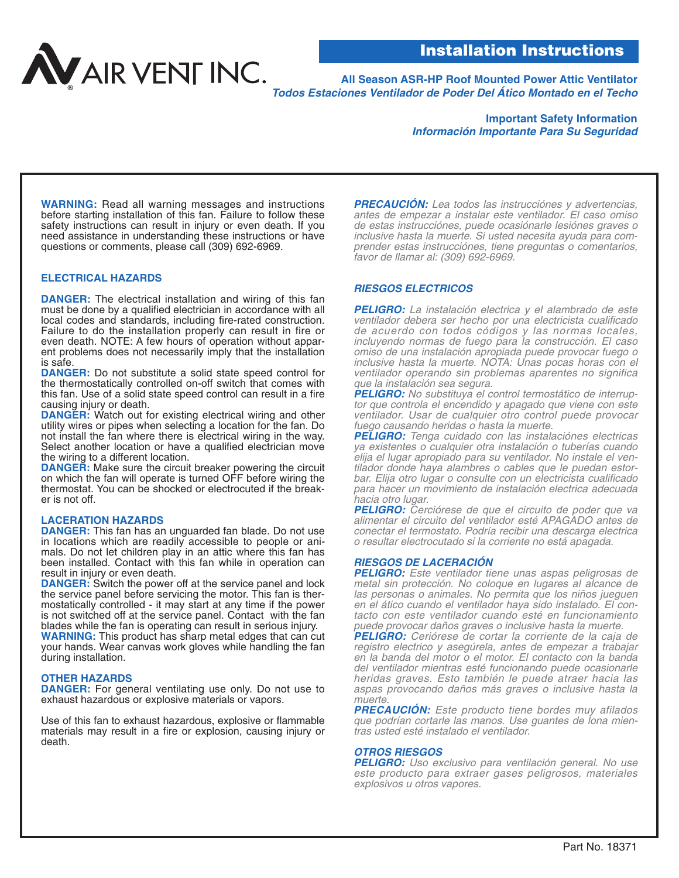AIR VENT INC.

# Installation Instructions

**All Season ASR-HP Roof Mounted Power Attic Ventilator**

***Todos Estaciones Ventilador de Poder Del Ático Montado en el Techo***

**Important Safety Information**

***Información Importante Para Su Seguridad***

**WARNING:** Read all warning messages and instructions before starting installation of this fan. Failure to follow these safety instructions can result in injury or even death. If you need assistance in understanding these instructions or have questions or comments, please call (309) 692-6969.

## ELECTRICAL HAZARDS

**DANGER:** The electrical installation and wiring of this fan must be done by a qualified electrician in accordance with all local codes and standards, including fire-rated construction. Failure to do the installation properly can result in fire or even death. NOTE: A few hours of operation without apparent problems does not necessarily imply that the installation is safe.

**DANGER:** Do not substitute a solid state speed control for the thermostatically controlled on-off switch that comes with this fan. Use of a solid state speed control can result in a fire causing injury or death.

**DANGER:** Watch out for existing electrical wiring and other utility wires or pipes when selecting a location for the fan. Do not install the fan where there is electrical wiring in the way. Select another location or have a qualified electrician move the wiring to a different location.

**DANGER:** Make sure the circuit breaker powering the circuit on which the fan will operate is turned OFF before wiring the thermostat. You can be shocked or electrocuted if the breaker is not off.

## LACERATION HAZARDS

**DANGER:** This fan has an unguarded fan blade. Do not use in locations which are readily accessible to people or animals. Do not let children play in an attic where this fan has been installed. Contact with this fan while in operation can result in injury or even death.

**DANGER:** Switch the power off at the service panel and lock the service panel before servicing the motor. This fan is thermostatically controlled - it may start at any time if the power is not switched off at the service panel. Contact with the fan blades while the fan is operating can result in serious injury.

**WARNING:** This product has sharp metal edges that can cut your hands. Wear canvas work gloves while handling the fan during installation.

## OTHER HAZARDS

**DANGER:** For general ventilating use only. Do not use to exhaust hazardous or explosive materials or vapors.

Use of this fan to exhaust hazardous, explosive or flammable materials may result in a fire or explosion, causing injury or death.

***PRECAUCIÓN:*** *Lea todos las instrucciónes y advertencias, antes de empezar a instalar este ventilador. El caso omiso de estas instrucciónes, puede ocasiónarle lesiónes graves o inclusive hasta la muerte. Si usted necesita ayuda para comprender estas instrucciónes, tiene preguntas o comentarios, favor de llamar al: (309) 692-6969.*

## *RIESGOS ELECTRICOS*

***PELIGRO:*** *La instalación electrica y el alambrado de este ventilador debera ser hecho por una electricista cualificado de acuerdo con todos códigos y las normas locales, incluyendo normas de fuego para la construcción. El caso omiso de una instalación apropiada puede provocar fuego o inclusive hasta la muerte. NOTA: Unas pocas horas con el ventilador operando sin problemas aparentes no significa que la instalación sea segura.*

***PELIGRO:*** *No substituya el control termostático de interruptor que controla el encendido y apagado que viene con este ventilador. Usar de cualquier otro control puede provocar fuego causando heridas o hasta la muerte.*

***PELIGRO:*** *Tenga cuidado con las instalaciónes electricas ya existentes o cualquier otra instalación o tuberías cuando elija el lugar apropiado para su ventilador. No instale el ventilador donde haya alambres o cables que le puedan estorbar. Elija otro lugar o consulte con un electricista cualificado para hacer un movimiento de instalación electrica adecuada hacia otro lugar.*

***PELIGRO:*** *Cerciórese de que el circuito de poder que va alimentar el circuito del ventilador esté APAGADO antes de conectar el termostato. Podría recibir una descarga electrica o resultar electrocutado si la corriente no está apagada.*

## *RIESGOS DE LACERACIÓN*

***PELIGRO:*** *Este ventilador tiene unas aspas peligrosas de metal sin protección. No coloque en lugares al alcance de las personas o animales. No permita que los niños jueguen en el ático cuando el ventilador haya sido instalado. El contacto con este ventilador cuando esté en funcionamiento puede provocar daños graves o inclusive hasta la muerte.*

***PELIGRO:*** *Cerióres e de cortar la corriente de la caja de registro electrico y asegúrela, antes de empezar a trabajar en la banda del motor o el motor. El contacto con la banda del ventilador mientras esté funcionando puede ocasionarle heridas graves. Esto también le puede atraer hacia las aspas provocando daños más graves o inclusive hasta la muerte.*

***PRECAUCIÓN:*** *Este producto tiene bordes muy afilados que podrían cortarle las manos. Use guantes de lona mientras usted esté instalado el ventilador.*

## *OTROS RIESGOS*

***PELIGRO:*** *Uso exclusivo para ventilación general. No use este producto para extraer gases peligrosos, materiales explosivos u otros vapores.*

Part No. 18371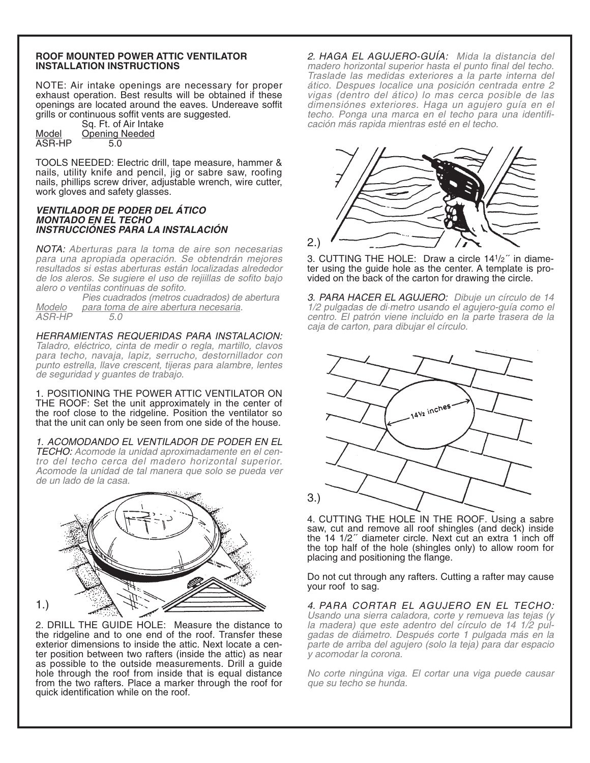**ROOF MOUNTED POWER ATTIC VENTILATOR INSTALLATION INSTRUCTIONS**

NOTE: Air intake openings are necessary for proper exhaust operation. Best results will be obtained if these openings are located around the eaves. Undereave soffit grills or continuous soffit vents are suggested.

| Model | Sq. Ft. of Air Intake Opening Needed |
|---|---|
| ASR-HP | 5.0 |

TOOLS NEEDED: Electric drill, tape measure, hammer & nails, utility knife and pencil, jig or sabre saw, roofing nails, phillips screw driver, adjustable wrench, wire cutter, work gloves and safety glasses.

***VENTILADOR DE PODER DEL ÁTICO MONTADO EN EL TECHO INSTRUCCIÓNES PARA LA INSTALACIÓN***

*NOTA: Aberturas para la toma de aire son necesarias para una apropiada operación. Se obtendrán mejores resultados si estas aberturas están localizadas alrededor de los aleros. Se sugiere el uso de rejillas de sofito bajo alero o ventilas continuas de sofito.*

| *Modelo* | *Pies cuadrados (metros cuadrados) de abertura para toma de aire abertura necesaria.* |
|---|---|
| *ASR-HP* | *5.0* |

*HERRAMIENTAS REQUERIDAS PARA INSTALACION: Taladro, eléctrico, cinta de medir o regla, martillo, clavos para techo, navaja, lapiz, serrucho, destornillador con punto estrella, llave crescent, tijeras para alambre, lentes de seguridad y guantes de trabajo.*

1. POSITIONING THE POWER ATTIC VENTILATOR ON THE ROOF: Set the unit approximately in the center of the roof close to the ridgeline. Position the ventilator so that the unit can only be seen from one side of the house.

*1. ACOMODANDO EL VENTILADOR DE PODER EN EL TECHO: Acomode la unidad aproximadamente en el centro del techo cerca del madero horizontal superior. Acomode la unidad de tal manera que solo se pueda ver de un lado de la casa.*

1.)

2. DRILL THE GUIDE HOLE: Measure the distance to the ridgeline and to one end of the roof. Transfer these exterior dimensions to inside the attic. Next locate a center position between two rafters (inside the attic) as near as possible to the outside measurements. Drill a guide hole through the roof from inside that is equal distance from the two rafters. Place a marker through the roof for quick identification while on the roof.

*2. HAGA EL AGUJERO-GUÍA: Mida la distancia del madero horizontal superior hasta el punto final del techo. Traslade las medidas exteriores a la parte interna del ático. Despues localice una posición centrada entre 2 vigas (dentro del ático) lo mas cerca posible de las dimensiónes exteriores. Haga un agujero guía en el techo. Ponga una marca en el techo para una identificación más rapida mientras esté en el techo.*

2.)

3. CUTTING THE HOLE: Draw a circle 14 1/2˝ in diameter using the guide hole as the center. A template is provided on the back of the carton for drawing the circle.

*3. PARA HACER EL AGUJERO: Dibuje un círculo de 14 1/2 pulgadas de di·metro usando el agujero-guía como el centro. El patrón viene incluido en la parte trasera de la caja de carton, para dibujar el círculo.*

3.)

4. CUTTING THE HOLE IN THE ROOF. Using a sabre saw, cut and remove all roof shingles (and deck) inside the 14 1/2˝ diameter circle. Next cut an extra 1 inch off the top half of the hole (shingles only) to allow room for placing and positioning the flange.

Do not cut through any rafters. Cutting a rafter may cause your roof to sag.

*4. PARA CORTAR EL AGUJERO EN EL TECHO: Usando una sierra caladora, corte y remueva las tejas (y la madera) que este adentro del círculo de 14 1/2 pulgadas de diámetro. Después corte 1 pulgada más en la parte de arriba del agujero (solo la teja) para dar espacio y acomodar la corona.*

*No corte ningúna viga. El cortar una viga puede causar que su techo se hunda.*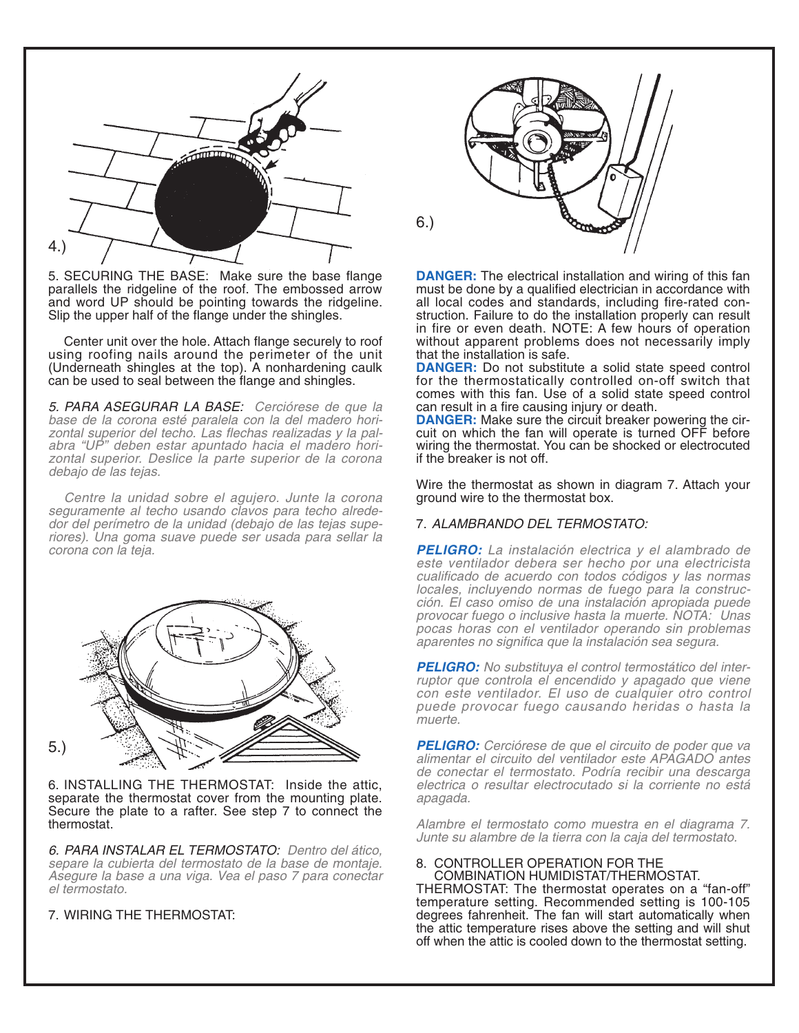4.)

5. SECURING THE BASE: Make sure the base flange parallels the ridgeline of the roof. The embossed arrow and word UP should be pointing towards the ridgeline. Slip the upper half of the flange under the shingles.

Center unit over the hole. Attach flange securely to roof using roofing nails around the perimeter of the unit (Underneath shingles at the top). A nonhardening caulk can be used to seal between the flange and shingles.

*5. PARA ASEGURAR LA BASE: Cerciórese de que la base de la corona esté paralela con la del madero horizontal superior del techo. Las flechas realizadas y la palabra "UP" deben estar apuntado hacia el madero horizontal superior. Deslice la parte superior de la corona debajo de las tejas.*

*Centre la unidad sobre el agujero. Junte la corona seguramente al techo usando clavos para techo alrededor del perímetro de la unidad (debajo de las tejas superiores). Una goma suave puede ser usada para sellar la corona con la teja.*

5.)

6. INSTALLING THE THERMOSTAT: Inside the attic, separate the thermostat cover from the mounting plate. Secure the plate to a rafter. See step 7 to connect the thermostat.

*6. PARA INSTALAR EL TERMOSTATO: Dentro del ático, separe la cubierta del termostato de la base de montaje. Asegure la base a una viga. Vea el paso 7 para conectar el termostato.*

7. WIRING THE THERMOSTAT:

6.)

**DANGER:** The electrical installation and wiring of this fan must be done by a qualified electrician in accordance with all local codes and standards, including fire-rated construction. Failure to do the installation properly can result in fire or even death. NOTE: A few hours of operation without apparent problems does not necessarily imply that the installation is safe.

**DANGER:** Do not substitute a solid state speed control for the thermostatically controlled on-off switch that comes with this fan. Use of a solid state speed control can result in a fire causing injury or death.

**DANGER:** Make sure the circuit breaker powering the circuit on which the fan will operate is turned OFF before wiring the thermostat. You can be shocked or electrocuted if the breaker is not off.

Wire the thermostat as shown in diagram 7. Attach your ground wire to the thermostat box.

*7. ALAMBRANDO DEL TERMOSTATO:*

***PELIGRO:*** *La instalación electrica y el alambrado de este ventilador debera ser hecho por una electricista cualificado de acuerdo con todos códigos y las normas locales, incluyendo normas de fuego para la construcción. El caso omiso de una instalación apropiada puede provocar fuego o inclusive hasta la muerte. NOTA: Unas pocas horas con el ventilador operando sin problemas aparentes no significa que la instalación sea segura.*

***PELIGRO:*** *No substituya el control termostático del interruptor que controla el encendido y apagado que viene con este ventilador. El uso de cualquier otro control puede provocar fuego causando heridas o hasta la muerte.*

***PELIGRO:*** *Cerciórese de que el circuito de poder que va alimentar el circuito del ventilador este APAGADO antes de conectar el termostato. Podría recibir una descarga electrica o resultar electrocutado si la corriente no está apagada.*

*Alambre el termostato como muestra en el diagrama 7. Junte su alambre de la tierra con la caja del termostato.*

8. CONTROLLER OPERATION FOR THE COMBINATION HUMIDISTAT/THERMOSTAT.

THERMOSTAT: The thermostat operates on a "fan-off" temperature setting. Recommended setting is 100-105 degrees fahrenheit. The fan will start automatically when the attic temperature rises above the setting and will shut off when the attic is cooled down to the thermostat setting.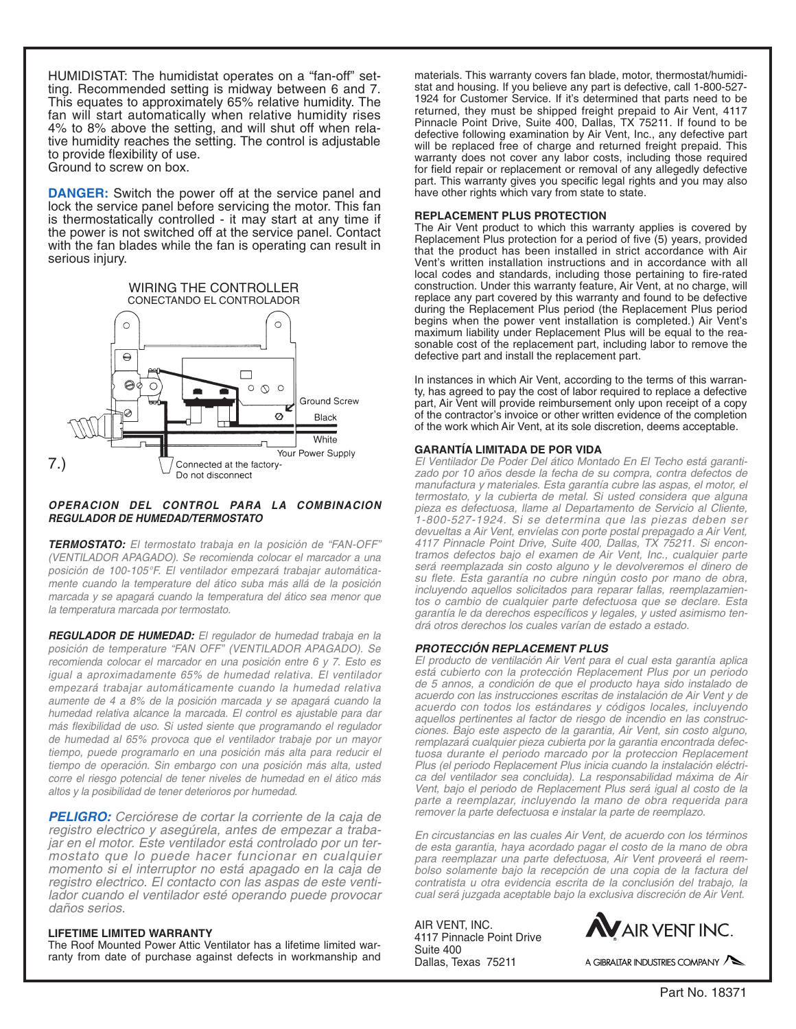HUMIDISTAT: The humidistat operates on a "fan-off" setting. Recommended setting is midway between 6 and 7. This equates to approximately 65% relative humidity. The fan will start automatically when relative humidity rises 4% to 8% above the setting, and will shut off when relative humidity reaches the setting. The control is adjustable to provide flexibility of use.
Ground to screw on box.

**DANGER:** Switch the power off at the service panel and lock the service panel before servicing the motor. This fan is thermostatically controlled - it may start at any time if the power is not switched off at the service panel. Contact with the fan blades while the fan is operating can result in serious injury.

WIRING THE CONTROLLER
CONECTANDO EL CONTROLADOR

Ground Screw
Black
White
Your Power Supply
7.)
Connected at the factory-
Do not disconnect

***OPERACION DEL CONTROL PARA LA COMBINACION REGULADOR DE HUMEDAD/TERMOSTATO***

***TERMOSTATO:*** *El termostato trabaja en la posición de "FAN-OFF" (VENTILADOR APAGADO). Se recomienda colocar el marcador a una posición de 100-105°F. El ventilador empezará trabajar automáticamente cuando la temperature del ático suba más allá de la posición marcada y se apagará cuando la temperatura del ático sea menor que la temperatura marcada por termostato.*

***REGULADOR DE HUMEDAD:*** *El regulador de humedad trabaja en la posición de temperature "FAN OFF" (VENTILADOR APAGADO). Se recomienda colocar el marcador en una posición entre 6 y 7. Esto es igual a aproximadamente 65% de humedad relativa. El ventilador empezará trabajar automáticamente cuando la humedad relativa aumente de 4 a 8% de la posición marcada y se apagará cuando la humedad relativa alcance la marcada. El control es ajustable para dar más flexibilidad de uso. Si usted siente que programando el regulador de humedad al 65% provoca que el ventilador trabaje por un mayor tiempo, puede programarlo en una posición más alta para reducir el tiempo de operación. Sin embargo con una posición más alta, usted corre el riesgo potencial de tener niveles de humedad en el ático más altos y la posibilidad de tener deterioros por humedad.*

***PELIGRO:*** *Cerciórese de cortar la corriente de la caja de registro electrico y asegúrela, antes de empezar a trabajar en el motor. Este ventilador está controlado por un termostato que lo puede hacer funcionar en cualquier momento si el interruptor no está apagado en la caja de registro electrico. El contacto con las aspas de este ventilador cuando el ventilador esté operando puede provocar daños serios.*

**LIFETIME LIMITED WARRANTY**

The Roof Mounted Power Attic Ventilator has a lifetime limited warranty from date of purchase against defects in workmanship and materials. This warranty covers fan blade, motor, thermostat/humidistat and housing. If you believe any part is defective, call 1-800-527-1924 for Customer Service. If it's determined that parts need to be returned, they must be shipped freight prepaid to Air Vent, 4117 Pinnacle Point Drive, Suite 400, Dallas, TX 75211. If found to be defective following examination by Air Vent, Inc., any defective part will be replaced free of charge and returned freight prepaid. This warranty does not cover any labor costs, including those required for field repair or replacement or removal of any allegedly defective part. This warranty gives you specific legal rights and you may also have other rights which vary from state to state.

**REPLACEMENT PLUS PROTECTION**

The Air Vent product to which this warranty applies is covered by Replacement Plus protection for a period of five (5) years, provided that the product has been installed in strict accordance with Air Vent's written installation instructions and in accordance with all local codes and standards, including those pertaining to fire-rated construction. Under this warranty feature, Air Vent, at no charge, will replace any part covered by this warranty and found to be defective during the Replacement Plus period (the Replacement Plus period begins when the power vent installation is completed.) Air Vent's maximum liability under Replacement Plus will be equal to the reasonable cost of the replacement part, including labor to remove the defective part and install the replacement part.

In instances in which Air Vent, according to the terms of this warranty, has agreed to pay the cost of labor required to replace a defective part, Air Vent will provide reimbursement only upon receipt of a copy of the contractor's invoice or other written evidence of the completion of the work which Air Vent, at its sole discretion, deems acceptable.

**GARANTÍA LIMITADA DE POR VIDA**

*El Ventilador De Poder Del ático Montado En El Techo está garantizado por 10 años desde la fecha de su compra, contra defectos de manufactura y materiales. Esta garantía cubre las aspas, el motor, el termostato, y la cubierta de metal. Si usted considera que alguna pieza es defectuosa, llame al Departamento de Servicio al Cliente, 1-800-527-1924. Si se determina que las piezas deben ser devueltas a Air Vent, envíelas con porte postal prepagado a Air Vent, 4117 Pinnacle Point Drive, Suite 400, Dallas, TX 75211. Si encontramos defectos bajo el examen de Air Vent, Inc., cualquier parte será reemplazada sin costo alguno y le devolveremos el dinero de su flete. Esta garantía no cubre ningún costo por mano de obra, incluyendo aquellos solicitados para reparar fallas, reemplazamientos o cambio de cualquier parte defectuosa que se declare. Esta garantía le da derechos específicos y legales, y usted asimismo tendrá otros derechos los cuales varían de estado a estado.*

***PROTECCIÓN REPLACEMENT PLUS***

*El producto de ventilación Air Vent para el cual esta garantía aplica está cubierto con la protección Replacement Plus por un periodo de 5 annos, a condición de que el producto haya sido instalado de acuerdo con las instrucciones escritas de instalación de Air Vent y de acuerdo con todos los estándares y códigos locales, incluyendo aquellos pertinentes al factor de riesgo de incendio en las construcciones. Bajo este aspecto de la garantia, Air Vent, sin costo alguno, remplazará cualquier pieza cubierta por la garantia encontrada defectuosa durante el periodo marcado por la proteccion Replacement Plus (el periodo Replacement Plus inicia cuando la instalación eléctrica del ventilador sea concluida). La responsabilidad máxima de Air Vent, bajo el periodo de Replacement Plus será igual al costo de la parte a reemplazar, incluyendo la mano de obra requerida para remover la parte defectuosa e instalar la parte de reemplazo.*

*En circunstancias en las cuales Air Vent, de acuerdo con los términos de esta garantía, haya acordado pagar el costo de la mano de obra para reemplazar una parte defectuosa, Air Vent proveerá el reembolso solamente bajo la recepción de una copia de la factura del contratista u otra evidencia escrita de la conclusión del trabajo, la cual será juzgada aceptable bajo la exclusiva discreción de Air Vent.*

AIR VENT, INC.
4117 Pinnacle Point Drive
Suite 400
Dallas, Texas 75211

AIR VENT INC.
A GIBRALTAR INDUSTRIES COMPANY

Part No. 18371